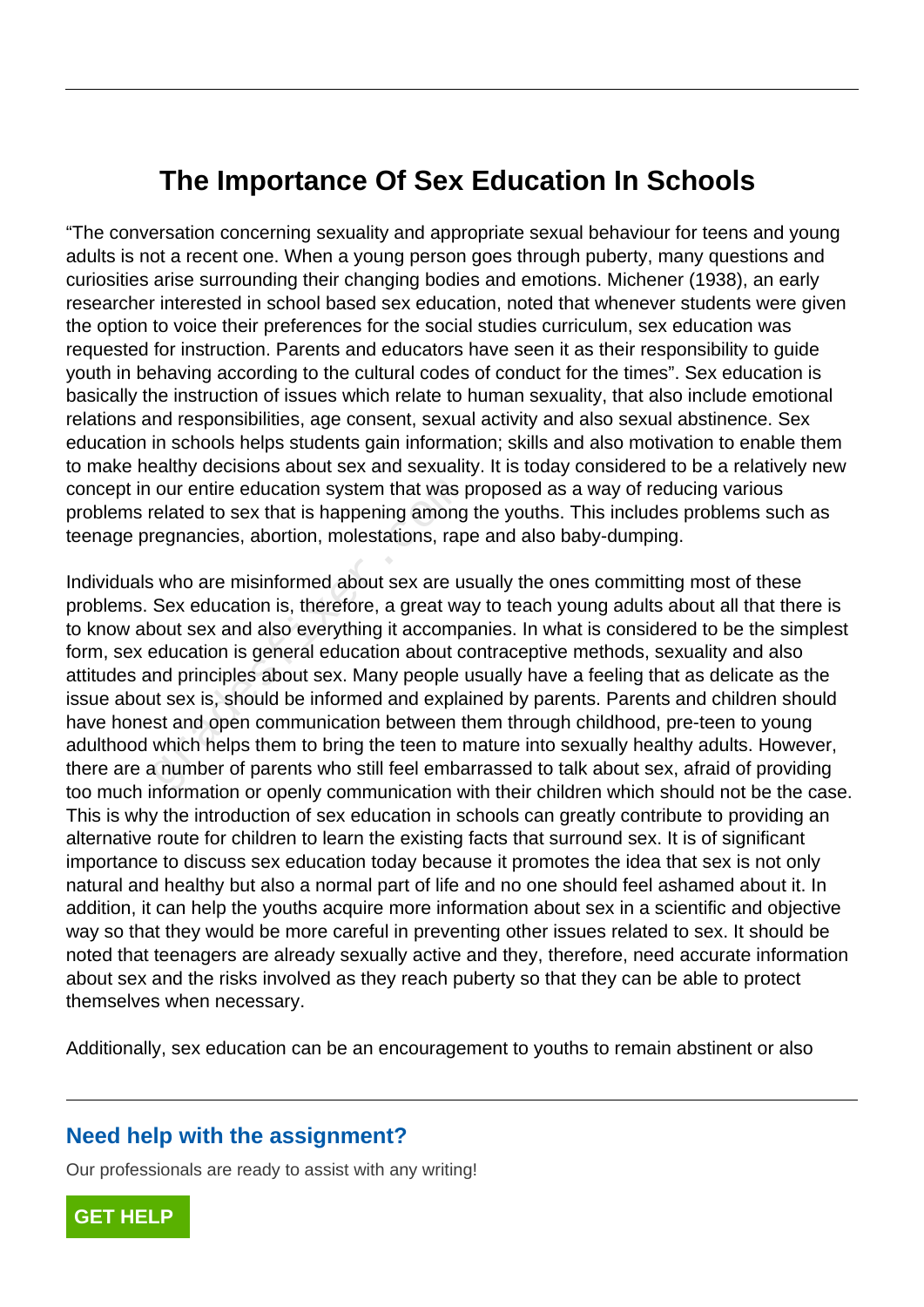# The Importance Of Sex Education In Schools

"The conversation concerning sexuality and appropriate sexual behaviour for teens and young adults is not a recent one. When a young person goes through puberty, many questions and curiosities arise surrounding their changing bodies and emotions. Michener (1938), an early researcher interested in school based sex education, noted that whenever students were given the option to voice their preferences for the social studies curriculum, sex education was requested for instruction. Parents and educators have seen it as their responsibility to guide youth in behaving according to the cultural codes of conduct for the times". Sex education is basically the instruction of issues which relate to human sexuality, that also include emotional relations and responsibilities, age consent, sexual activity and also sexual abstinence. Sex education in schools helps students gain information; skills and also motivation to enable them to make healthy decisions about sex and sexuality. It is today considered to be a relatively new concept in our entire education system that was proposed as a way of reducing various problems related to sex that is happening among the youths. This includes problems such as teenage pregnancies, abortion, molestations, rape and also baby-dumping.

Individuals who are misinformed about sex are usually the ones committing most of these problems. Sex education is, therefore, a great way to teach young adults about all that there is to know about sex and also everything it accompanies. In what is considered to be the simplest form, sex education is general education about contraceptive methods, sexuality and also attitudes and principles about sex. Many people usually have a feeling that as delicate as the issue about sex is, should be informed and explained by parents. Parents and children should have honest and open communication between them through childhood, pre-teen to young adulthood which helps them to bring the teen to mature into sexually healthy adults. However, there are a number of parents who still feel embarrassed to talk about sex, afraid of providing too much information or openly communication with their children which should not be the case. This is why the introduction of sex education in schools can greatly contribute to providing an alternative route for children to learn the existing facts that surround sex. It is of significant importance to discuss sex education today because it promotes the idea that sex is not only natural and healthy but also a normal part of life and no one should feel ashamed about it. In addition, it can help the youths acquire more information about sex in a scientific and objective way so that they would be more careful in preventing other issues related to sex. It should be noted that teenagers are already sexually active and they, therefore, need accurate information about sex and the risks involved as they reach puberty so that they can be able to protect themselves when necessary.

Additionally, sex education can be an encouragement to youths to remain abstinent or also

## Need help with the assignment?

Our professionals are ready to assist with any writing!

GET HELP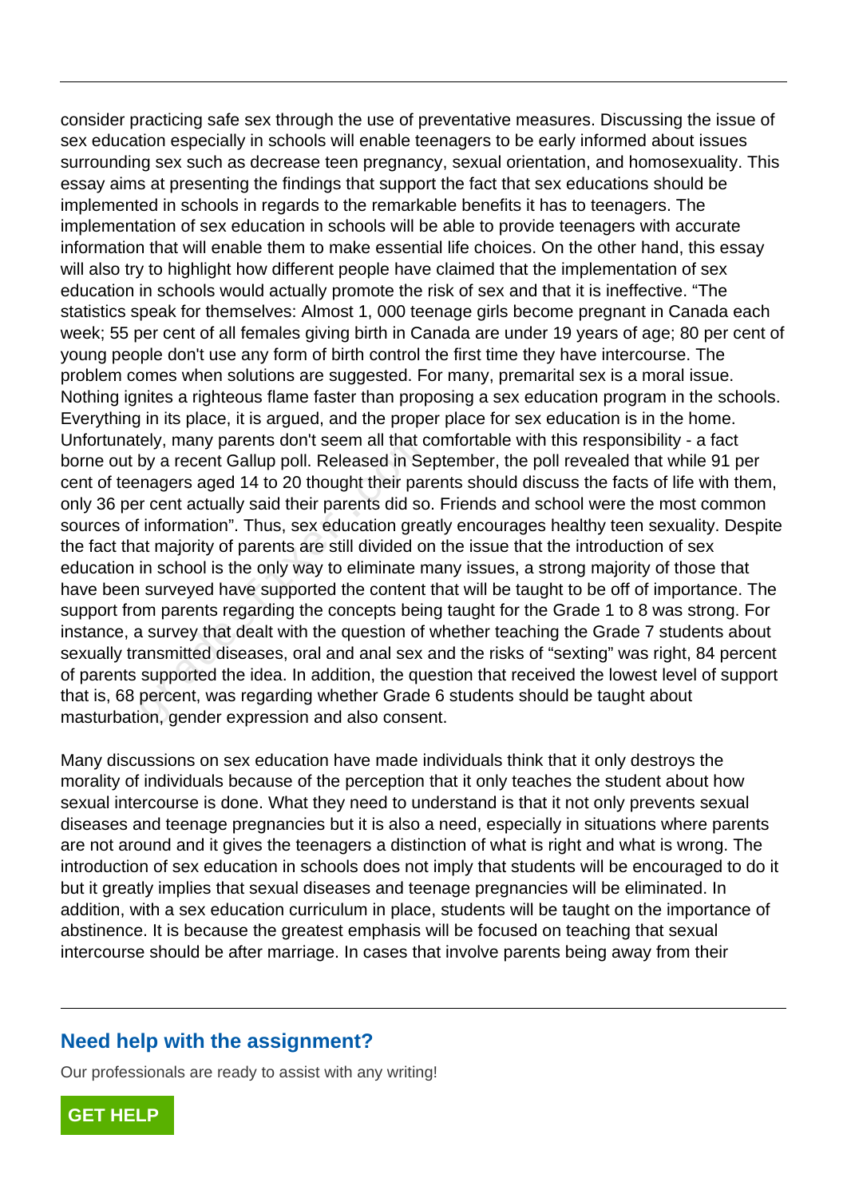consider practicing safe sex through the use of preventative measures. Discussing the issue of sex education especially in schools will enable teenagers to be early informed about issues surrounding sex such as decrease teen pregnancy, sexual orientation, and homosexuality. This essay aims at presenting the findings that support the fact that sex educations should be implemented in schools in regards to the remarkable benefits it has to teenagers. The implementation of sex education in schools will be able to provide teenagers with accurate information that will enable them to make essential life choices. On the other hand, this essay will also try to highlight how different people have claimed that the implementation of sex education in schools would actually promote the risk of sex and that it is ineffective. "The statistics speak for themselves: Almost 1, 000 teenage girls become pregnant in Canada each week; 55 per cent of all females giving birth in Canada are under 19 years of age; 80 per cent of young people don't use any form of birth control the first time they have intercourse. The problem comes when solutions are suggested. For many, premarital sex is a moral issue. Nothing ignites a righteous flame faster than proposing a sex education program in the schools. Everything in its place, it is argued, and the proper place for sex education is in the home. Unfortunately, many parents don't seem all that comfortable with this responsibility - a fact borne out by a recent Gallup poll. Released in September, the poll revealed that while 91 per cent of teenagers aged 14 to 20 thought their parents should discuss the facts of life with them, only 36 per cent actually said their parents did so. Friends and school were the most common sources of information". Thus, sex education greatly encourages healthy teen sexuality. Despite the fact that majority of parents are still divided on the issue that the introduction of sex education in school is the only way to eliminate many issues, a strong majority of those that have been surveyed have supported the content that will be taught to be off of importance. The support from parents regarding the concepts being taught for the Grade 1 to 8 was strong. For instance, a survey that dealt with the question of whether teaching the Grade 7 students about sexually transmitted diseases, oral and anal sex and the risks of "sexting" was right, 84 percent of parents supported the idea. In addition, the question that received the lowest level of support that is, 68 percent, was regarding whether Grade 6 students should be taught about masturbation, gender expression and also consent.

Many discussions on sex education have made individuals think that it only destroys the morality of individuals because of the perception that it only teaches the student about how sexual intercourse is done. What they need to understand is that it not only prevents sexual diseases and teenage pregnancies but it is also a need, especially in situations where parents are not around and it gives the teenagers a distinction of what is right and what is wrong. The introduction of sex education in schools does not imply that students will be encouraged to do it but it greatly implies that sexual diseases and teenage pregnancies will be eliminated. In addition, with a sex education curriculum in place, students will be taught on the importance of abstinence. It is because the greatest emphasis will be focused on teaching that sexual intercourse should be after marriage. In cases that involve parents being away from their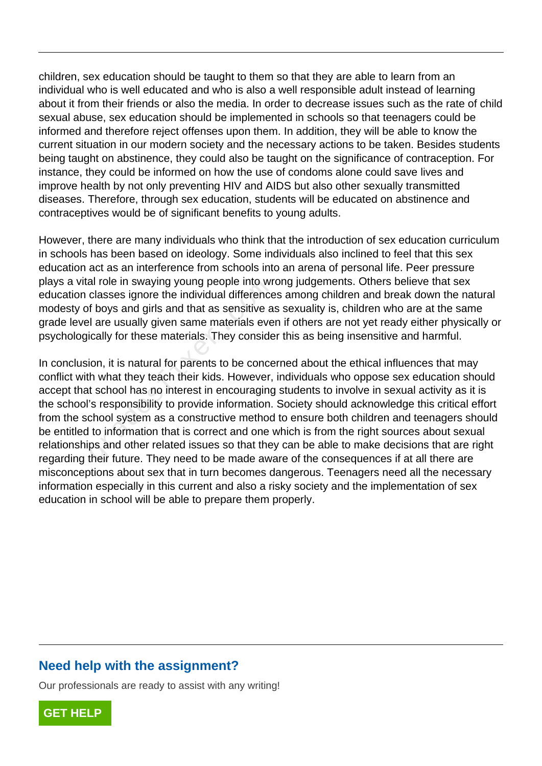children, sex education should be taught to them so that they are able to learn from an individual who is well educated and who is also a well responsible adult instead of learning about it from their friends or also the media. In order to decrease issues such as the rate of child sexual abuse, sex education should be implemented in schools so that teenagers could be informed and therefore reject offenses upon them. In addition, they will be able to know the current situation in our modern society and the necessary actions to be taken. Besides students being taught on abstinence, they could also be taught on the significance of contraception. For instance, they could be informed on how the use of condoms alone could save lives and improve health by not only preventing HIV and AIDS but also other sexually transmitted diseases. Therefore, through sex education, students will be educated on abstinence and contraceptives would be of significant benefits to young adults.

However, there are many individuals who think that the introduction of sex education curriculum in schools has been based on ideology. Some individuals also inclined to feel that this sex education act as an interference from schools into an arena of personal life. Peer pressure plays a vital role in swaying young people into wrong judgements. Others believe that sex education classes ignore the individual differences among children and break down the natural modesty of boys and girls and that as sensitive as sexuality is, children who are at the same grade level are usually given same materials even if others are not yet ready either physically or psychologically for these materials. They consider this as being insensitive and harmful.

In conclusion, it is natural for parents to be concerned about the ethical influences that may conflict with what they teach their kids. However, individuals who oppose sex education should accept that school has no interest in encouraging students to involve in sexual activity as it is the school's responsibility to provide information. Society should acknowledge this critical effort from the school system as a constructive method to ensure both children and teenagers should be entitled to information that is correct and one which is from the right sources about sexual relationships and other related issues so that they can be able to make decisions that are right regarding their future. They need to be made aware of the consequences if at all there are misconceptions about sex that in turn becomes dangerous. Teenagers need all the necessary information especially in this current and also a risky society and the implementation of sex education in school will be able to prepare them properly.